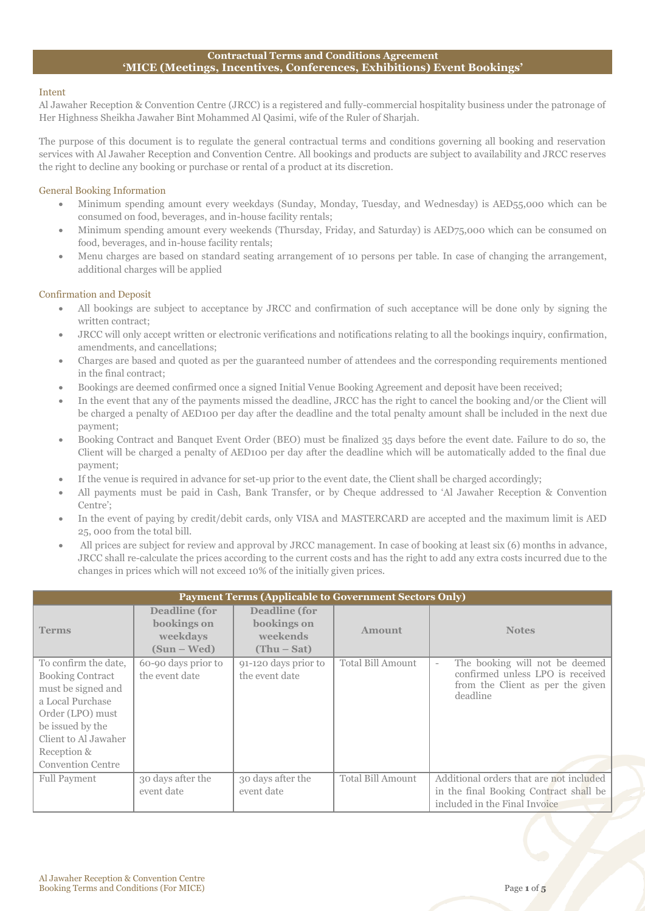# Contractual Terms and Conditions Agreement
## 'MICE (Meetings, Incentives, Conferences, Exhibitions) Event Bookings'

### Intent

Al Jawaher Reception & Convention Centre (JRCC) is a registered and fully-commercial hospitality business under the patronage of Her Highness Sheikha Jawaher Bint Mohammed Al Qasimi, wife of the Ruler of Sharjah.

The purpose of this document is to regulate the general contractual terms and conditions governing all booking and reservation services with Al Jawaher Reception and Convention Centre. All bookings and products are subject to availability and JRCC reserves the right to decline any booking or purchase or rental of a product at its discretion.

### General Booking Information

- Minimum spending amount every weekdays (Sunday, Monday, Tuesday, and Wednesday) is AED55,000 which can be consumed on food, beverages, and in-house facility rentals;
- Minimum spending amount every weekends (Thursday, Friday, and Saturday) is AED75,000 which can be consumed on food, beverages, and in-house facility rentals;
- Menu charges are based on standard seating arrangement of 10 persons per table. In case of changing the arrangement, additional charges will be applied

### Confirmation and Deposit

- All bookings are subject to acceptance by JRCC and confirmation of such acceptance will be done only by signing the written contract;
- JRCC will only accept written or electronic verifications and notifications relating to all the bookings inquiry, confirmation, amendments, and cancellations;
- Charges are based and quoted as per the guaranteed number of attendees and the corresponding requirements mentioned in the final contract;
- Bookings are deemed confirmed once a signed Initial Venue Booking Agreement and deposit have been received;
- In the event that any of the payments missed the deadline, JRCC has the right to cancel the booking and/or the Client will be charged a penalty of AED100 per day after the deadline and the total penalty amount shall be included in the next due payment;
- Booking Contract and Banquet Event Order (BEO) must be finalized 35 days before the event date. Failure to do so, the Client will be charged a penalty of AED100 per day after the deadline which will be automatically added to the final due payment;
- If the venue is required in advance for set-up prior to the event date, the Client shall be charged accordingly;
- All payments must be paid in Cash, Bank Transfer, or by Cheque addressed to 'Al Jawaher Reception & Convention Centre';
- In the event of paying by credit/debit cards, only VISA and MASTERCARD are accepted and the maximum limit is AED 25, 000 from the total bill.
- All prices are subject for review and approval by JRCC management. In case of booking at least six (6) months in advance, JRCC shall re-calculate the prices according to the current costs and has the right to add any extra costs incurred due to the changes in prices which will not exceed 10% of the initially given prices.

**Payment Terms (Applicable to Government Sectors Only)**

| Terms | Deadline (for bookings on weekdays (Sun – Wed) | Deadline (for bookings on weekends (Thu – Sat) | Amount | Notes |
|---|---|---|---|---|
| To confirm the date, Booking Contract must be signed and a Local Purchase Order (LPO) must be issued by the Client to Al Jawaher Reception & Convention Centre | 60-90 days prior to the event date | 91-120 days prior to the event date | Total Bill Amount | - The booking will not be deemed confirmed unless LPO is received from the Client as per the given deadline |
| Full Payment | 30 days after the event date | 30 days after the event date | Total Bill Amount | Additional orders that are not included in the final Booking Contract shall be included in the Final Invoice |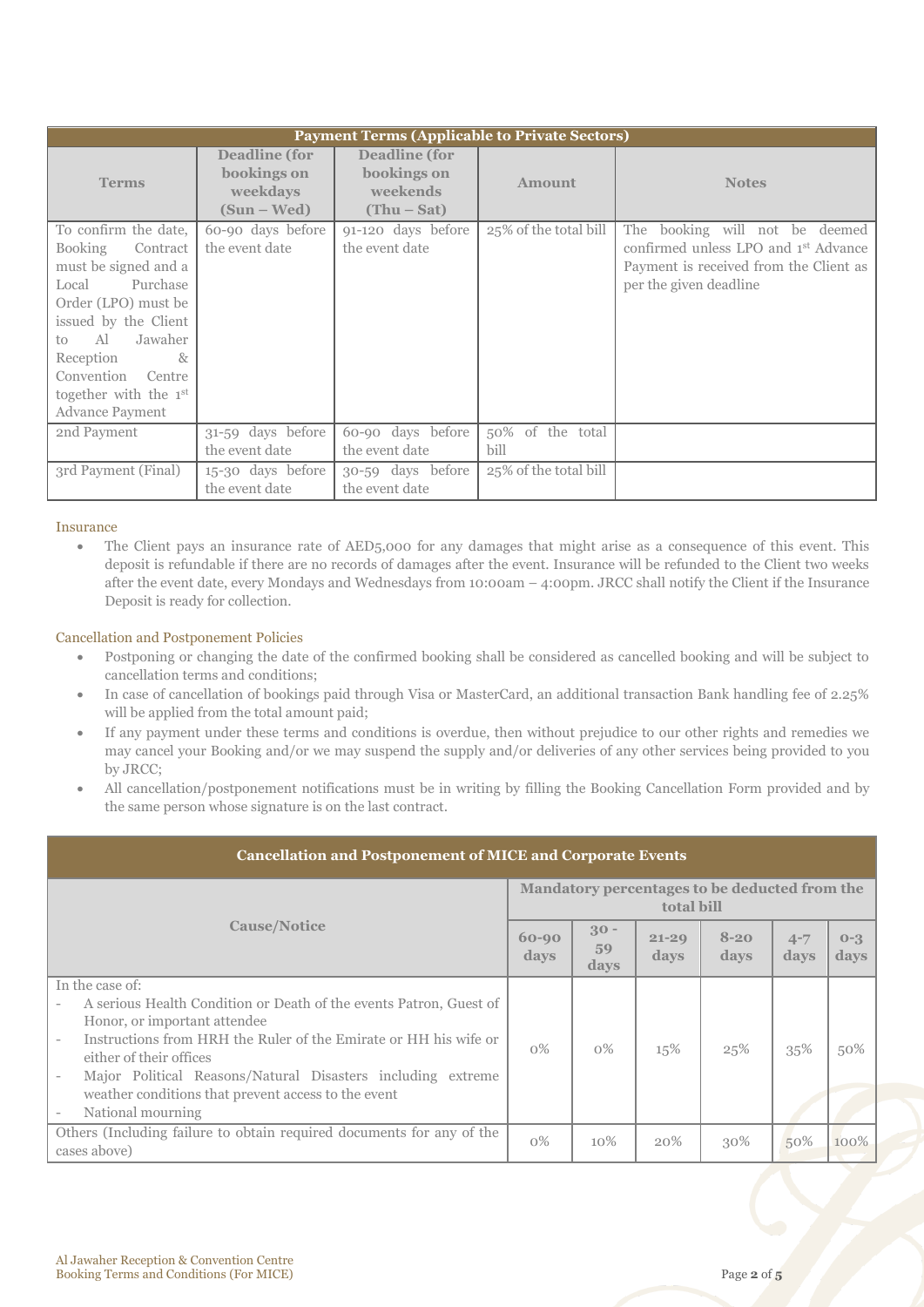| Payment Terms (Applicable to Private Sectors) | | | | |
|---|---|---|---|---|
| **Terms** | **Deadline (for bookings on weekdays (Sun – Wed)** | **Deadline (for bookings on weekends (Thu – Sat)** | **Amount** | **Notes** |
| To confirm the date, Booking Contract must be signed and a Local Purchase Order (LPO) must be issued by the Client to Al Jawaher Reception & Convention Centre together with the 1st Advance Payment | 60-90 days before the event date | 91-120 days before the event date | 25% of the total bill | The booking will not be deemed confirmed unless LPO and 1st Advance Payment is received from the Client as per the given deadline |
| 2nd Payment | 31-59 days before the event date | 60-90 days before the event date | 50% of the total bill | |
| 3rd Payment (Final) | 15-30 days before the event date | 30-59 days before the event date | 25% of the total bill | |

Insurance

- The Client pays an insurance rate of AED5,000 for any damages that might arise as a consequence of this event. This deposit is refundable if there are no records of damages after the event. Insurance will be refunded to the Client two weeks after the event date, every Mondays and Wednesdays from 10:00am – 4:00pm. JRCC shall notify the Client if the Insurance Deposit is ready for collection.

Cancellation and Postponement Policies

- Postponing or changing the date of the confirmed booking shall be considered as cancelled booking and will be subject to cancellation terms and conditions;
- In case of cancellation of bookings paid through Visa or MasterCard, an additional transaction Bank handling fee of 2.25% will be applied from the total amount paid;
- If any payment under these terms and conditions is overdue, then without prejudice to our other rights and remedies we may cancel your Booking and/or we may suspend the supply and/or deliveries of any other services being provided to you by JRCC;
- All cancellation/postponement notifications must be in writing by filling the Booking Cancellation Form provided and by the same person whose signature is on the last contract.

| Cancellation and Postponement of MICE and Corporate Events | | | | | | |
|---|---|---|---|---|---|---|
| **Cause/Notice** | **Mandatory percentages to be deducted from the total bill** | | | | | |
| | **60-90 days** | **30 - 59 days** | **21-29 days** | **8-20 days** | **4-7 days** | **0-3 days** |
| In the case of:<br>- A serious Health Condition or Death of the events Patron, Guest of Honor, or important attendee<br>- Instructions from HRH the Ruler of the Emirate or HH his wife or either of their offices<br>- Major Political Reasons/Natural Disasters including extreme weather conditions that prevent access to the event<br>- National mourning | 0% | 0% | 15% | 25% | 35% | 50% |
| Others (Including failure to obtain required documents for any of the cases above) | 0% | 10% | 20% | 30% | 50% | 100% |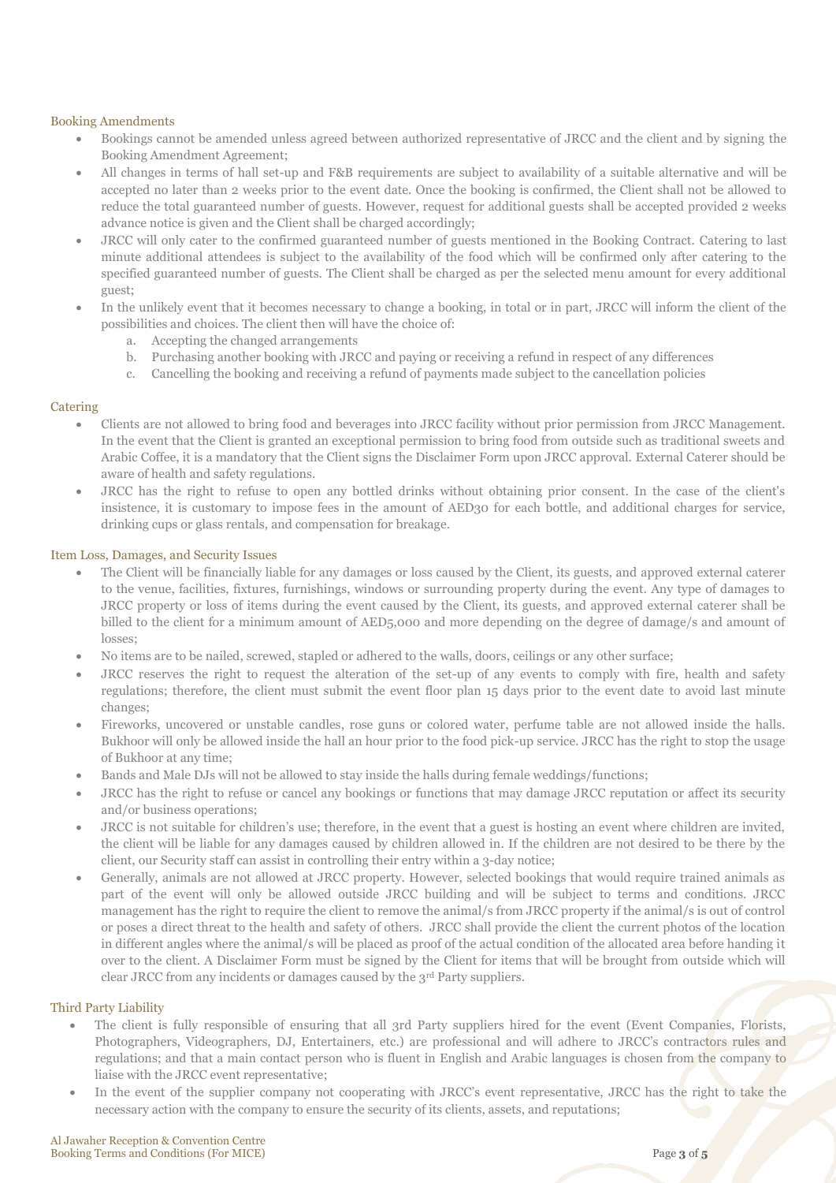## Booking Amendments

- Bookings cannot be amended unless agreed between authorized representative of JRCC and the client and by signing the Booking Amendment Agreement;
- All changes in terms of hall set-up and F&B requirements are subject to availability of a suitable alternative and will be accepted no later than 2 weeks prior to the event date. Once the booking is confirmed, the Client shall not be allowed to reduce the total guaranteed number of guests. However, request for additional guests shall be accepted provided 2 weeks advance notice is given and the Client shall be charged accordingly;
- JRCC will only cater to the confirmed guaranteed number of guests mentioned in the Booking Contract. Catering to last minute additional attendees is subject to the availability of the food which will be confirmed only after catering to the specified guaranteed number of guests. The Client shall be charged as per the selected menu amount for every additional guest;
- In the unlikely event that it becomes necessary to change a booking, in total or in part, JRCC will inform the client of the possibilities and choices. The client then will have the choice of:
    a. Accepting the changed arrangements
    b. Purchasing another booking with JRCC and paying or receiving a refund in respect of any differences
    c. Cancelling the booking and receiving a refund of payments made subject to the cancellation policies

## Catering

- Clients are not allowed to bring food and beverages into JRCC facility without prior permission from JRCC Management. In the event that the Client is granted an exceptional permission to bring food from outside such as traditional sweets and Arabic Coffee, it is a mandatory that the Client signs the Disclaimer Form upon JRCC approval. External Caterer should be aware of health and safety regulations.
- JRCC has the right to refuse to open any bottled drinks without obtaining prior consent. In the case of the client's insistence, it is customary to impose fees in the amount of AED30 for each bottle, and additional charges for service, drinking cups or glass rentals, and compensation for breakage.

## Item Loss, Damages, and Security Issues

- The Client will be financially liable for any damages or loss caused by the Client, its guests, and approved external caterer to the venue, facilities, fixtures, furnishings, windows or surrounding property during the event. Any type of damages to JRCC property or loss of items during the event caused by the Client, its guests, and approved external caterer shall be billed to the client for a minimum amount of AED5,000 and more depending on the degree of damage/s and amount of losses;
- No items are to be nailed, screwed, stapled or adhered to the walls, doors, ceilings or any other surface;
- JRCC reserves the right to request the alteration of the set-up of any events to comply with fire, health and safety regulations; therefore, the client must submit the event floor plan 15 days prior to the event date to avoid last minute changes;
- Fireworks, uncovered or unstable candles, rose guns or colored water, perfume table are not allowed inside the halls. Bukhoor will only be allowed inside the hall an hour prior to the food pick-up service. JRCC has the right to stop the usage of Bukhoor at any time;
- Bands and Male DJs will not be allowed to stay inside the halls during female weddings/functions;
- JRCC has the right to refuse or cancel any bookings or functions that may damage JRCC reputation or affect its security and/or business operations;
- JRCC is not suitable for children's use; therefore, in the event that a guest is hosting an event where children are invited, the client will be liable for any damages caused by children allowed in. If the children are not desired to be there by the client, our Security staff can assist in controlling their entry within a 3-day notice;
- Generally, animals are not allowed at JRCC property. However, selected bookings that would require trained animals as part of the event will only be allowed outside JRCC building and will be subject to terms and conditions. JRCC management has the right to require the client to remove the animal/s from JRCC property if the animal/s is out of control or poses a direct threat to the health and safety of others. JRCC shall provide the client the current photos of the location in different angles where the animal/s will be placed as proof of the actual condition of the allocated area before handing it over to the client. A Disclaimer Form must be signed by the Client for items that will be brought from outside which will clear JRCC from any incidents or damages caused by the 3rd Party suppliers.

## Third Party Liability

- The client is fully responsible of ensuring that all 3rd Party suppliers hired for the event (Event Companies, Florists, Photographers, Videographers, DJ, Entertainers, etc.) are professional and will adhere to JRCC's contractors rules and regulations; and that a main contact person who is fluent in English and Arabic languages is chosen from the company to liaise with the JRCC event representative;
- In the event of the supplier company not cooperating with JRCC's event representative, JRCC has the right to take the necessary action with the company to ensure the security of its clients, assets, and reputations;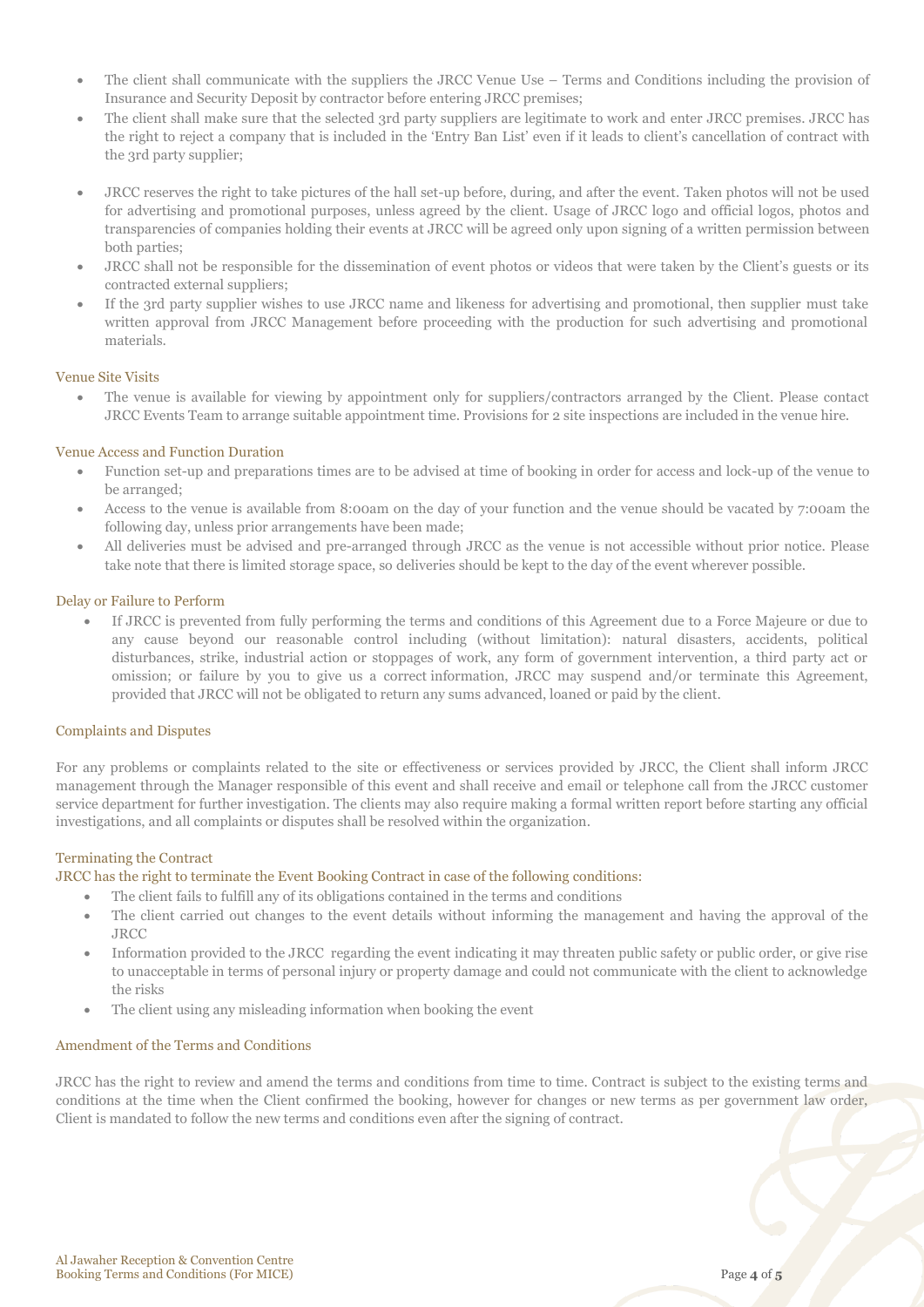- The client shall communicate with the suppliers the JRCC Venue Use – Terms and Conditions including the provision of Insurance and Security Deposit by contractor before entering JRCC premises;
- The client shall make sure that the selected 3rd party suppliers are legitimate to work and enter JRCC premises. JRCC has the right to reject a company that is included in the 'Entry Ban List' even if it leads to client's cancellation of contract with the 3rd party supplier;
- JRCC reserves the right to take pictures of the hall set-up before, during, and after the event. Taken photos will not be used for advertising and promotional purposes, unless agreed by the client. Usage of JRCC logo and official logos, photos and transparencies of companies holding their events at JRCC will be agreed only upon signing of a written permission between both parties;
- JRCC shall not be responsible for the dissemination of event photos or videos that were taken by the Client's guests or its contracted external suppliers;
- If the 3rd party supplier wishes to use JRCC name and likeness for advertising and promotional, then supplier must take written approval from JRCC Management before proceeding with the production for such advertising and promotional materials.

### Venue Site Visits

- The venue is available for viewing by appointment only for suppliers/contractors arranged by the Client. Please contact JRCC Events Team to arrange suitable appointment time. Provisions for 2 site inspections are included in the venue hire.

### Venue Access and Function Duration

- Function set-up and preparations times are to be advised at time of booking in order for access and lock-up of the venue to be arranged;
- Access to the venue is available from 8:00am on the day of your function and the venue should be vacated by 7:00am the following day, unless prior arrangements have been made;
- All deliveries must be advised and pre-arranged through JRCC as the venue is not accessible without prior notice. Please take note that there is limited storage space, so deliveries should be kept to the day of the event wherever possible.

### Delay or Failure to Perform

- If JRCC is prevented from fully performing the terms and conditions of this Agreement due to a Force Majeure or due to any cause beyond our reasonable control including (without limitation): natural disasters, accidents, political disturbances, strike, industrial action or stoppages of work, any form of government intervention, a third party act or omission; or failure by you to give us a correct information, JRCC may suspend and/or terminate this Agreement, provided that JRCC will not be obligated to return any sums advanced, loaned or paid by the client.

### Complaints and Disputes

For any problems or complaints related to the site or effectiveness or services provided by JRCC, the Client shall inform JRCC management through the Manager responsible of this event and shall receive and email or telephone call from the JRCC customer service department for further investigation. The clients may also require making a formal written report before starting any official investigations, and all complaints or disputes shall be resolved within the organization.

### Terminating the Contract

JRCC has the right to terminate the Event Booking Contract in case of the following conditions:

- The client fails to fulfill any of its obligations contained in the terms and conditions
- The client carried out changes to the event details without informing the management and having the approval of the JRCC
- Information provided to the JRCC regarding the event indicating it may threaten public safety or public order, or give rise to unacceptable in terms of personal injury or property damage and could not communicate with the client to acknowledge the risks
- The client using any misleading information when booking the event

### Amendment of the Terms and Conditions

JRCC has the right to review and amend the terms and conditions from time to time. Contract is subject to the existing terms and conditions at the time when the Client confirmed the booking, however for changes or new terms as per government law order, Client is mandated to follow the new terms and conditions even after the signing of contract.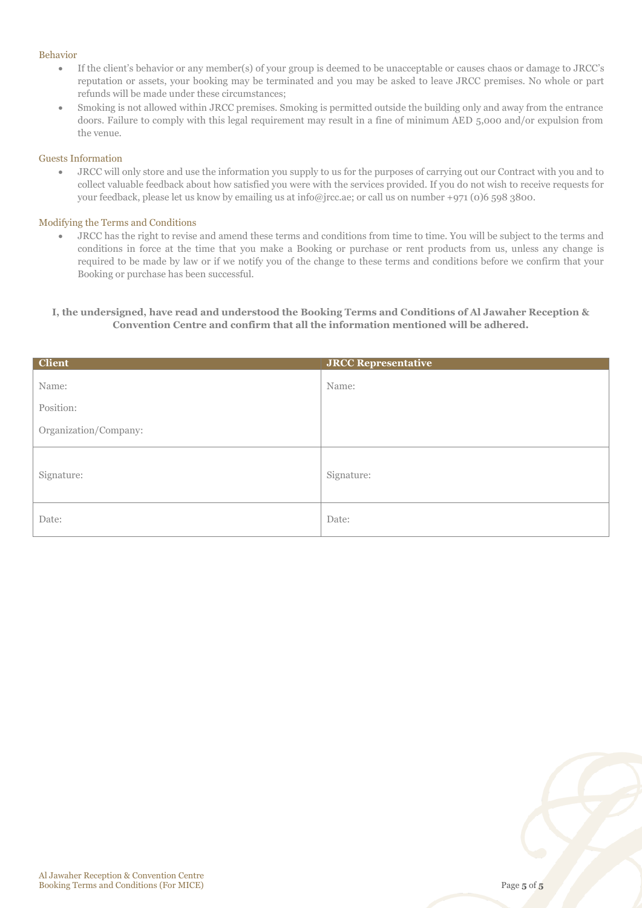### Behavior

- If the client's behavior or any member(s) of your group is deemed to be unacceptable or causes chaos or damage to JRCC's reputation or assets, your booking may be terminated and you may be asked to leave JRCC premises. No whole or part refunds will be made under these circumstances;
- Smoking is not allowed within JRCC premises. Smoking is permitted outside the building only and away from the entrance doors. Failure to comply with this legal requirement may result in a fine of minimum AED 5,000 and/or expulsion from the venue.

### Guests Information

- JRCC will only store and use the information you supply to us for the purposes of carrying out our Contract with you and to collect valuable feedback about how satisfied you were with the services provided. If you do not wish to receive requests for your feedback, please let us know by emailing us at info@jrcc.ae; or call us on number +971 (0)6 598 3800.

### Modifying the Terms and Conditions

- JRCC has the right to revise and amend these terms and conditions from time to time. You will be subject to the terms and conditions in force at the time that you make a Booking or purchase or rent products from us, unless any change is required to be made by law or if we notify you of the change to these terms and conditions before we confirm that your Booking or purchase has been successful.

**I, the undersigned, have read and understood the Booking Terms and Conditions of Al Jawaher Reception & Convention Centre and confirm that all the information mentioned will be adhered.**

| Client | JRCC Representative |
|---|---|
| Name:<br>Position:<br>Organization/Company: | Name: |
| Signature: | Signature: |
| Date: | Date: |